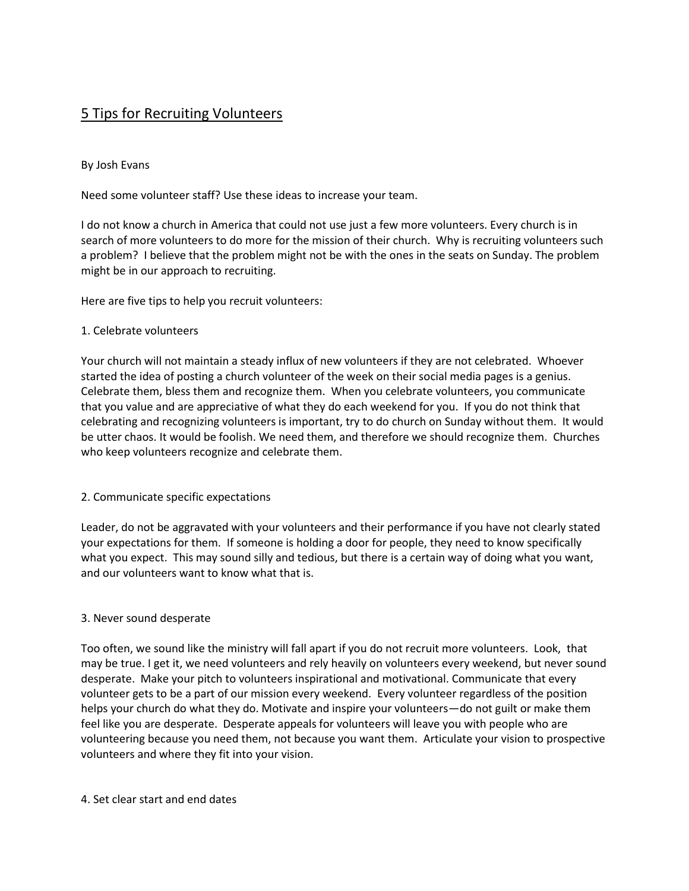# 5 Tips for Recruiting Volunteers

By Josh Evans

Need some volunteer staff? Use these ideas to increase your team.

I do not know a church in America that could not use just a few more volunteers. Every church is in search of more volunteers to do more for the mission of their church. Why is recruiting volunteers such a problem? I believe that the problem might not be with the ones in the seats on Sunday. The problem might be in our approach to recruiting.

Here are five tips to help you recruit volunteers:

## 1. Celebrate volunteers

Your church will not maintain a steady influx of new volunteers if they are not celebrated. Whoever started the idea of posting a church volunteer of the week on their social media pages is a genius. Celebrate them, bless them and recognize them. When you celebrate volunteers, you communicate that you value and are appreciative of what they do each weekend for you. If you do not think that celebrating and recognizing volunteers is important, try to do church on Sunday without them. It would be utter chaos. It would be foolish. We need them, and therefore we should recognize them. Churches who keep volunteers recognize and celebrate them.

## 2. Communicate specific expectations

Leader, do not be aggravated with your volunteers and their performance if you have not clearly stated your expectations for them. If someone is holding a door for people, they need to know specifically what you expect. This may sound silly and tedious, but there is a certain way of doing what you want, and our volunteers want to know what that is.

## 3. Never sound desperate

Too often, we sound like the ministry will fall apart if you do not recruit more volunteers. Look, that may be true. I get it, we need volunteers and rely heavily on volunteers every weekend, but never sound desperate. Make your pitch to volunteers inspirational and motivational. Communicate that every volunteer gets to be a part of our mission every weekend. Every volunteer regardless of the position helps your church do what they do. Motivate and inspire your volunteers—do not guilt or make them feel like you are desperate. Desperate appeals for volunteers will leave you with people who are volunteering because you need them, not because you want them. Articulate your vision to prospective volunteers and where they fit into your vision.

## 4. Set clear start and end dates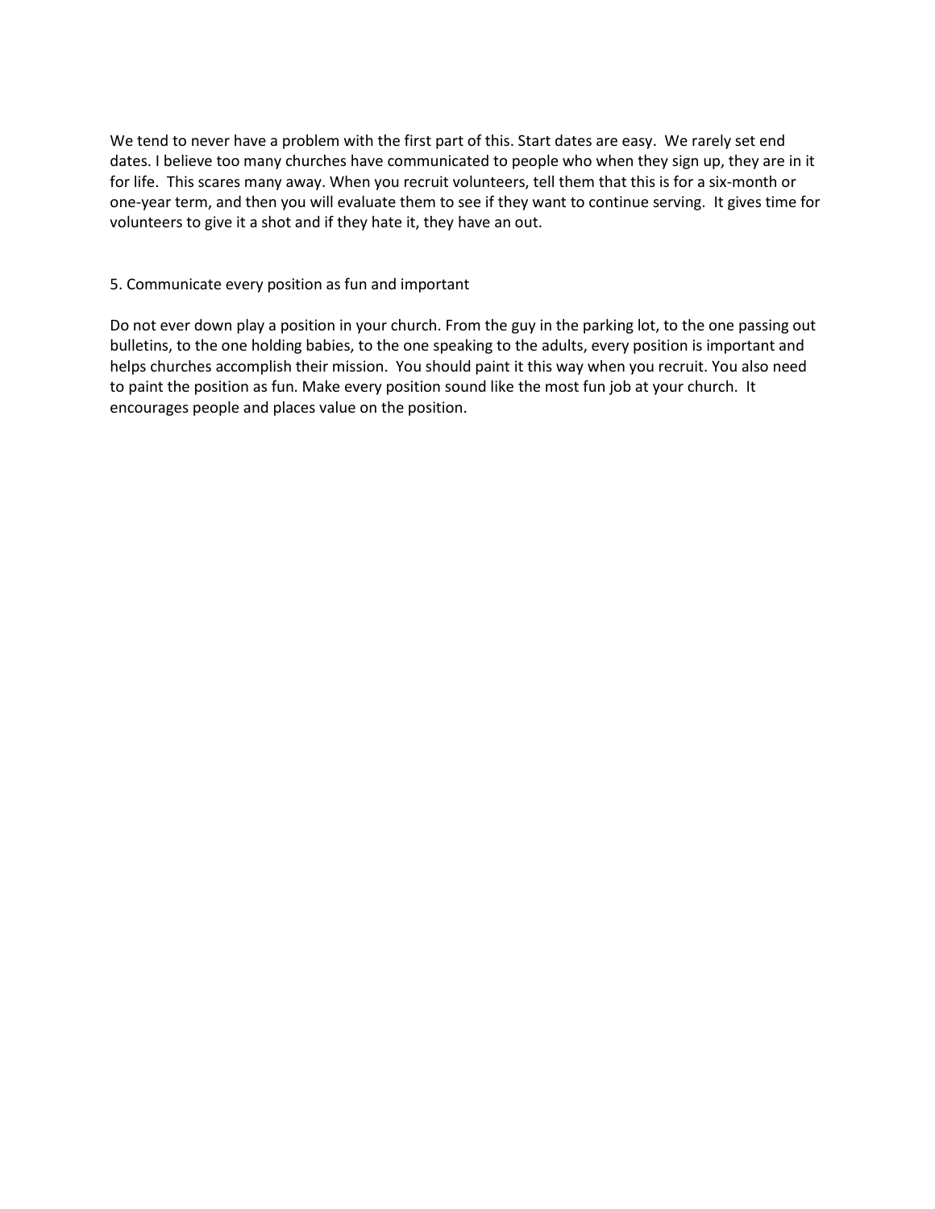We tend to never have a problem with the first part of this. Start dates are easy. We rarely set end dates. I believe too many churches have communicated to people who when they sign up, they are in it for life. This scares many away. When you recruit volunteers, tell them that this is for a six-month or one-year term, and then you will evaluate them to see if they want to continue serving. It gives time for volunteers to give it a shot and if they hate it, they have an out.

5. Communicate every position as fun and important

Do not ever down play a position in your church. From the guy in the parking lot, to the one passing out bulletins, to the one holding babies, to the one speaking to the adults, every position is important and helps churches accomplish their mission. You should paint it this way when you recruit. You also need to paint the position as fun. Make every position sound like the most fun job at your church. It encourages people and places value on the position.